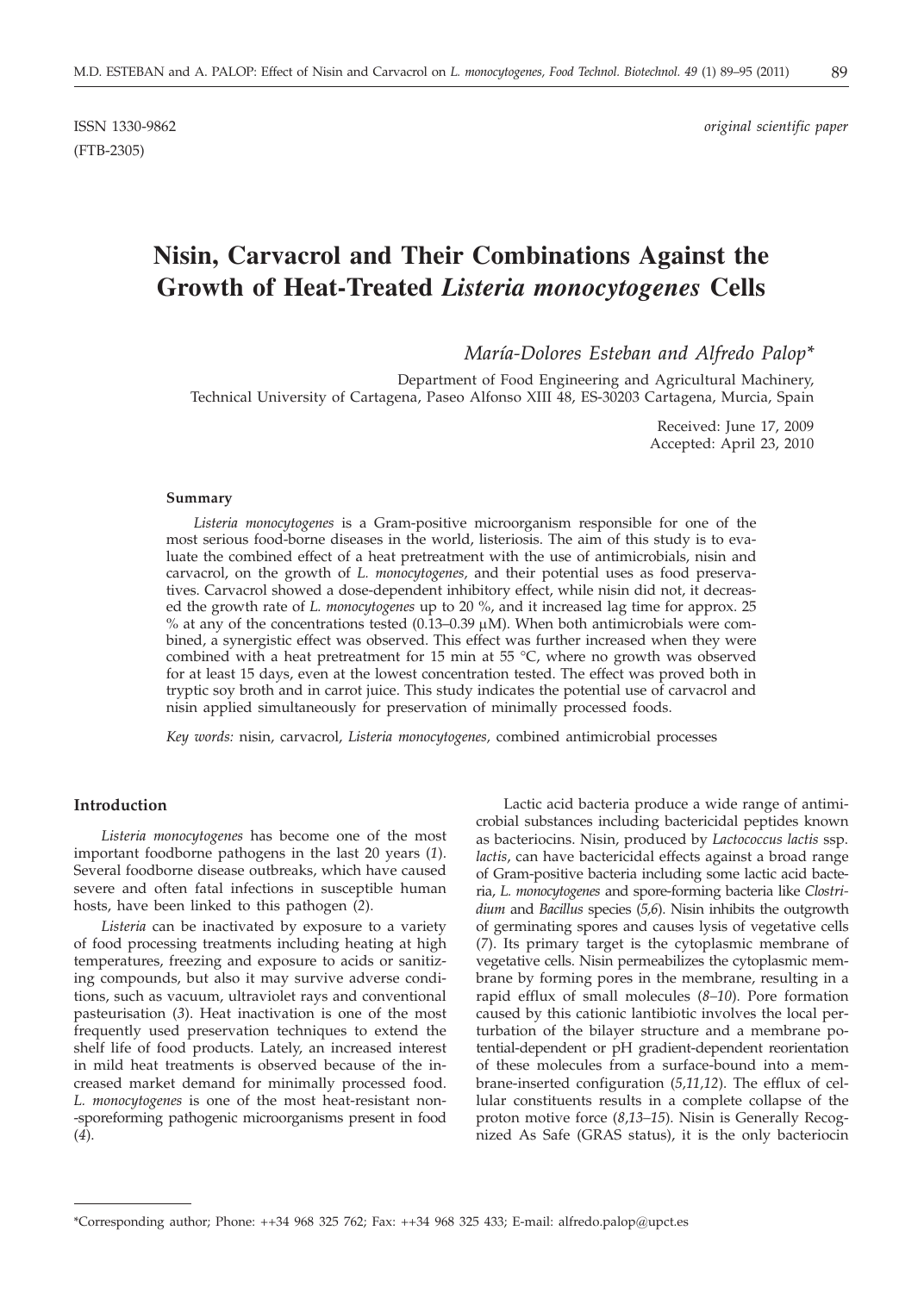ISSN 1330-9862 *original scientific paper*

(FTB-2305)

# Nisin, Carvacrol and Their Combinations Against the Growth of Heat-Treated *Listeria monocytogenes* Cells

*María-Dolores Esteban and Alfredo Palop\**

Department of Food Engineering and Agricultural Machinery, Technical University of Cartagena, Paseo Alfonso XIII 48, ES-30203 Cartagena, Murcia, Spain

Received: June 17, 2009
Accepted: April 23, 2010

### Summary

*Listeria monocytogenes* is a Gram-positive microorganism responsible for one of the most serious food-borne diseases in the world, listeriosis. The aim of this study is to evaluate the combined effect of a heat pretreatment with the use of antimicrobials, nisin and carvacrol, on the growth of *L. monocytogenes,* and their potential uses as food preservatives. Carvacrol showed a dose-dependent inhibitory effect, while nisin did not, it decreased the growth rate of *L. monocytogenes* up to 20 %, and it increased lag time for approx. 25 % at any of the concentrations tested (0.13–0.39 μM). When both antimicrobials were combined, a synergistic effect was observed. This effect was further increased when they were combined with a heat pretreatment for 15 min at 55 °C, where no growth was observed for at least 15 days, even at the lowest concentration tested. The effect was proved both in tryptic soy broth and in carrot juice. This study indicates the potential use of carvacrol and nisin applied simultaneously for preservation of minimally processed foods.

*Key words:* nisin, carvacrol, *Listeria monocytogenes,* combined antimicrobial processes

## Introduction

*Listeria monocytogenes* has become one of the most important foodborne pathogens in the last 20 years (*1*). Several foodborne disease outbreaks, which have caused severe and often fatal infections in susceptible human hosts, have been linked to this pathogen (*2*).

*Listeria* can be inactivated by exposure to a variety of food processing treatments including heating at high temperatures, freezing and exposure to acids or sanitizing compounds, but also it may survive adverse conditions, such as vacuum, ultraviolet rays and conventional pasteurisation (*3*). Heat inactivation is one of the most frequently used preservation techniques to extend the shelf life of food products. Lately, an increased interest in mild heat treatments is observed because of the increased market demand for minimally processed food. *L. monocytogenes* is one of the most heat-resistant non-sporeforming pathogenic microorganisms present in food (*4*).

Lactic acid bacteria produce a wide range of antimicrobial substances including bactericidal peptides known as bacteriocins. Nisin, produced by *Lactococcus lactis* ssp. *lactis*, can have bactericidal effects against a broad range of Gram-positive bacteria including some lactic acid bacteria, *L. monocytogenes* and spore-forming bacteria like *Clostridium* and *Bacillus* species (*5,6*). Nisin inhibits the outgrowth of germinating spores and causes lysis of vegetative cells (*7*). Its primary target is the cytoplasmic membrane of vegetative cells. Nisin permeabilizes the cytoplasmic membrane by forming pores in the membrane, resulting in a rapid efflux of small molecules (*8–10*). Pore formation caused by this cationic lantibiotic involves the local perturbation of the bilayer structure and a membrane potential-dependent or pH gradient-dependent reorientation of these molecules from a surface-bound into a membrane-inserted configuration (*5,11,12*). The efflux of cellular constituents results in a complete collapse of the proton motive force (*8,13–15*). Nisin is Generally Recognized As Safe (GRAS status), it is the only bacteriocin

\*Corresponding author; Phone: ++34 968 325 762; Fax: ++34 968 325 433; E-mail: alfredo.palop@upct.es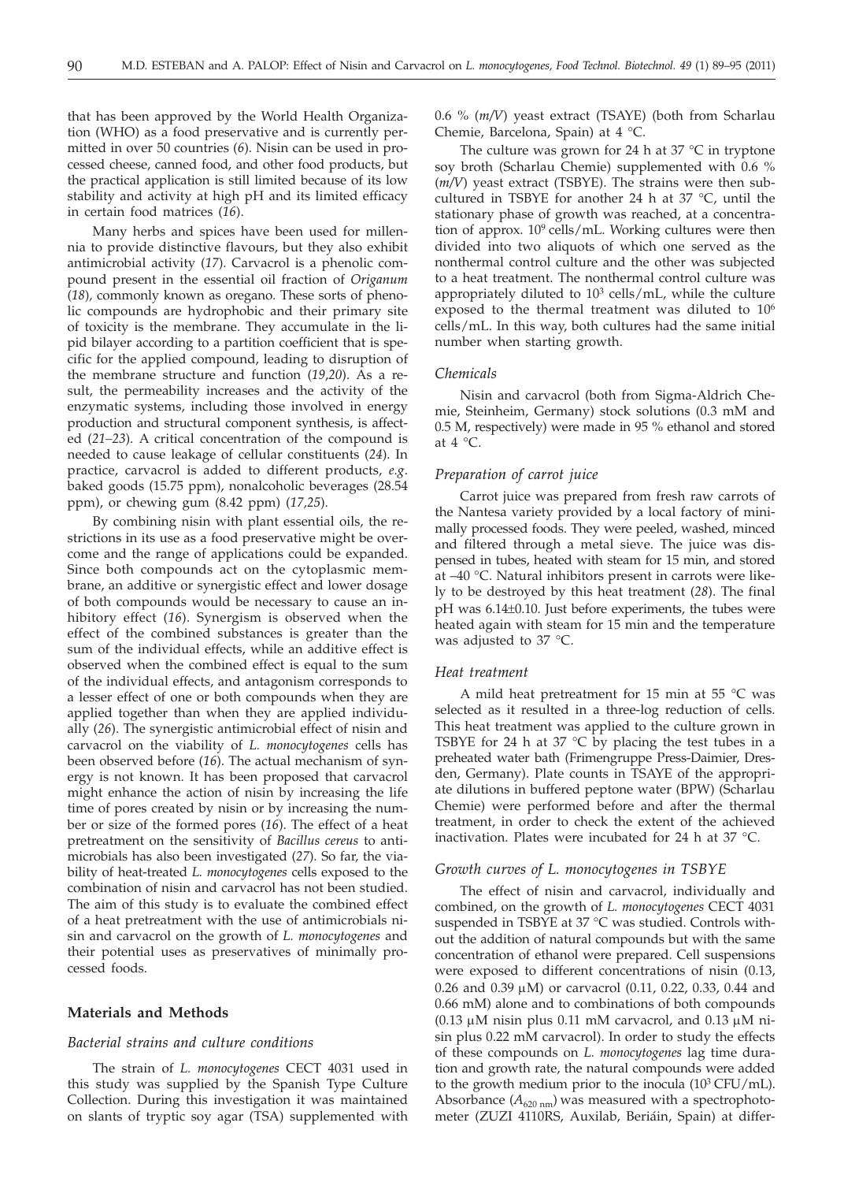that has been approved by the World Health Organization (WHO) as a food preservative and is currently permitted in over 50 countries (*6*). Nisin can be used in processed cheese, canned food, and other food products, but the practical application is still limited because of its low stability and activity at high pH and its limited efficacy in certain food matrices (*16*).

Many herbs and spices have been used for millennia to provide distinctive flavours, but they also exhibit antimicrobial activity (*17*). Carvacrol is a phenolic compound present in the essential oil fraction of *Origanum* (*18*), commonly known as oregano. These sorts of phenolic compounds are hydrophobic and their primary site of toxicity is the membrane. They accumulate in the lipid bilayer according to a partition coefficient that is specific for the applied compound, leading to disruption of the membrane structure and function (*19,20*). As a result, the permeability increases and the activity of the enzymatic systems, including those involved in energy production and structural component synthesis, is affected (*21–23*). A critical concentration of the compound is needed to cause leakage of cellular constituents (*24*). In practice, carvacrol is added to different products, *e.g.* baked goods (15.75 ppm), nonalcoholic beverages (28.54 ppm), or chewing gum (8.42 ppm) (*17,25*).

By combining nisin with plant essential oils, the restrictions in its use as a food preservative might be overcome and the range of applications could be expanded. Since both compounds act on the cytoplasmic membrane, an additive or synergistic effect and lower dosage of both compounds would be necessary to cause an inhibitory effect (*16*). Synergism is observed when the effect of the combined substances is greater than the sum of the individual effects, while an additive effect is observed when the combined effect is equal to the sum of the individual effects, and antagonism corresponds to a lesser effect of one or both compounds when they are applied together than when they are applied individually (*26*). The synergistic antimicrobial effect of nisin and carvacrol on the viability of *L. monocytogenes* cells has been observed before (*16*). The actual mechanism of synergy is not known. It has been proposed that carvacrol might enhance the action of nisin by increasing the life time of pores created by nisin or by increasing the number or size of the formed pores (*16*). The effect of a heat pretreatment on the sensitivity of *Bacillus cereus* to antimicrobials has also been investigated (*27*). So far, the viability of heat-treated *L. monocytogenes* cells exposed to the combination of nisin and carvacrol has not been studied. The aim of this study is to evaluate the combined effect of a heat pretreatment with the use of antimicrobials nisin and carvacrol on the growth of *L. monocytogenes* and their potential uses as preservatives of minimally processed foods.

## Materials and Methods

### *Bacterial strains and culture conditions*

The strain of *L. monocytogenes* CECT 4031 used in this study was supplied by the Spanish Type Culture Collection. During this investigation it was maintained on slants of tryptic soy agar (TSA) supplemented with 0.6 % (*m/V*) yeast extract (TSAYE) (both from Scharlau Chemie, Barcelona, Spain) at 4 °C.

The culture was grown for 24 h at 37 °C in tryptone soy broth (Scharlau Chemie) supplemented with 0.6 % (*m/V*) yeast extract (TSBYE). The strains were then subcultured in TSBYE for another 24 h at 37 °C, until the stationary phase of growth was reached, at a concentration of approx. $10^9$ cells/mL. Working cultures were then divided into two aliquots of which one served as the nonthermal control culture and the other was subjected to a heat treatment. The nonthermal control culture was appropriately diluted to $10^3$ cells/mL, while the culture exposed to the thermal treatment was diluted to $10^6$ cells/mL. In this way, both cultures had the same initial number when starting growth.

### *Chemicals*

Nisin and carvacrol (both from Sigma-Aldrich Chemie, Steinheim, Germany) stock solutions (0.3 mM and 0.5 M, respectively) were made in 95 % ethanol and stored at 4 °C.

### *Preparation of carrot juice*

Carrot juice was prepared from fresh raw carrots of the Nantesa variety provided by a local factory of minimally processed foods. They were peeled, washed, minced and filtered through a metal sieve. The juice was dispensed in tubes, heated with steam for 15 min, and stored at –40 °C. Natural inhibitors present in carrots were likely to be destroyed by this heat treatment (*28*). The final pH was 6.14±0.10. Just before experiments, the tubes were heated again with steam for 15 min and the temperature was adjusted to 37 °C.

### *Heat treatment*

A mild heat pretreatment for 15 min at 55 °C was selected as it resulted in a three-log reduction of cells. This heat treatment was applied to the culture grown in TSBYE for 24 h at 37 °C by placing the test tubes in a preheated water bath (Frimengruppe Press-Daimier, Dresden, Germany). Plate counts in TSAYE of the appropriate dilutions in buffered peptone water (BPW) (Scharlau Chemie) were performed before and after the thermal treatment, in order to check the extent of the achieved inactivation. Plates were incubated for 24 h at 37 °C.

### *Growth curves of L. monocytogenes in TSBYE*

The effect of nisin and carvacrol, individually and combined, on the growth of *L. monocytogenes* CECT 4031 suspended in TSBYE at 37 °C was studied. Controls without the addition of natural compounds but with the same concentration of ethanol were prepared. Cell suspensions were exposed to different concentrations of nisin (0.13, 0.26 and 0.39 µM) or carvacrol (0.11, 0.22, 0.33, 0.44 and 0.66 mM) alone and to combinations of both compounds (0.13 µM nisin plus 0.11 mM carvacrol, and 0.13 µM nisin plus 0.22 mM carvacrol). In order to study the effects of these compounds on *L. monocytogenes* lag time duration and growth rate, the natural compounds were added to the growth medium prior to the inocula ($10^3$ CFU/mL). Absorbance ($A_{620\ nm}$) was measured with a spectrophotometer (ZUZI 4110RS, Auxilab, Beriáin, Spain) at differ-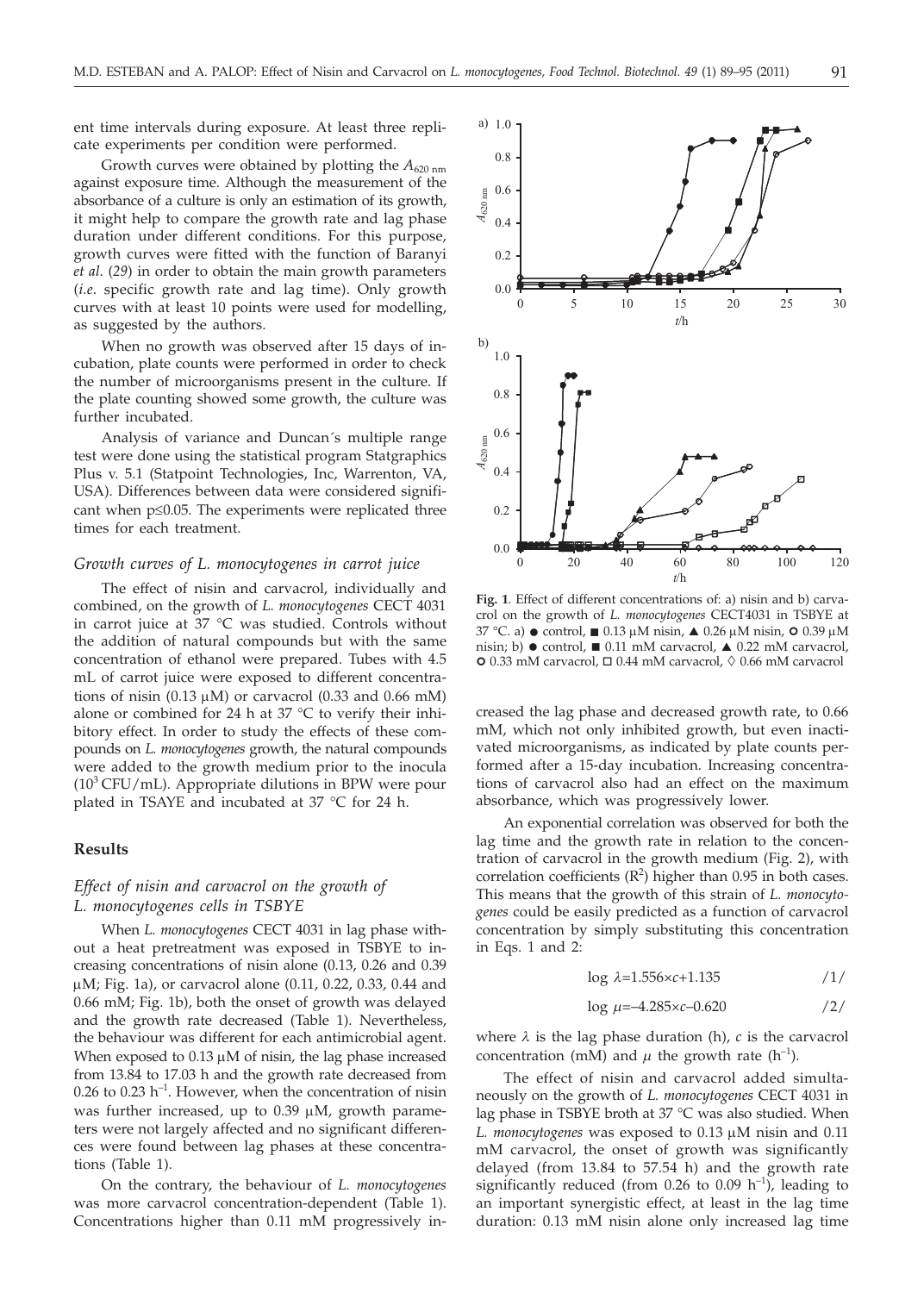ent time intervals during exposure. At least three replicate experiments per condition were performed.

Growth curves were obtained by plotting the $A_{620\ nm}$ against exposure time. Although the measurement of the absorbance of a culture is only an estimation of its growth, it might help to compare the growth rate and lag phase duration under different conditions. For this purpose, growth curves were fitted with the function of Baranyi *et al.* (*29*) in order to obtain the main growth parameters (*i.e.* specific growth rate and lag time). Only growth curves with at least 10 points were used for modelling, as suggested by the authors.

When no growth was observed after 15 days of incubation, plate counts were performed in order to check the number of microorganisms present in the culture. If the plate counting showed some growth, the culture was further incubated.

Analysis of variance and Duncan´s multiple range test were done using the statistical program Statgraphics Plus v. 5.1 (Statpoint Technologies, Inc, Warrenton, VA, USA). Differences between data were considered significant when $p \leq 0.05$. The experiments were replicated three times for each treatment.

### *Growth curves of L. monocytogenes in carrot juice*

The effect of nisin and carvacrol, individually and combined, on the growth of *L. monocytogenes* CECT 4031 in carrot juice at 37 °C was studied. Controls without the addition of natural compounds but with the same concentration of ethanol were prepared. Tubes with 4.5 mL of carrot juice were exposed to different concentrations of nisin (0.13 μM) or carvacrol (0.33 and 0.66 mM) alone or combined for 24 h at 37 °C to verify their inhibitory effect. In order to study the effects of these compounds on *L. monocytogenes* growth, the natural compounds were added to the growth medium prior to the inocula ($10^3$ CFU/mL). Appropriate dilutions in BPW were pour plated in TSAYE and incubated at 37 °C for 24 h.

## **Results**

### *Effect of nisin and carvacrol on the growth of L. monocytogenes cells in TSBYE*

When *L. monocytogenes* CECT 4031 in lag phase without a heat pretreatment was exposed in TSBYE to increasing concentrations of nisin alone (0.13, 0.26 and 0.39 μM; Fig. 1a), or carvacrol alone (0.11, 0.22, 0.33, 0.44 and 0.66 mM; Fig. 1b), both the onset of growth was delayed and the growth rate decreased (Table 1). Nevertheless, the behaviour was different for each antimicrobial agent. When exposed to 0.13 μM of nisin, the lag phase increased from 13.84 to 17.03 h and the growth rate decreased from 0.26 to 0.23 $h^{-1}$. However, when the concentration of nisin was further increased, up to 0.39 μM, growth parameters were not largely affected and no significant differences were found between lag phases at these concentrations (Table 1).

On the contrary, the behaviour of *L. monocytogenes* was more carvacrol concentration-dependent (Table 1). Concentrations higher than 0.11 mM progressively increased the lag phase and decreased growth rate, to 0.66 mM, which not only inhibited growth, but even inactivated microorganisms, as indicated by plate counts performed after a 15-day incubation. Increasing concentrations of carvacrol also had an effect on the maximum absorbance, which was progressively lower.

**Fig. 1**. Effect of different concentrations of: a) nisin and b) carvacrol on the growth of *L. monocytogenes* CECT4031 in TSBYE at 37 °C. a) ● control, ■ 0.13 μM nisin, ▲ 0.26 μM nisin, ○ 0.39 μM nisin; b) ● control, ■ 0.11 mM carvacrol, ▲ 0.22 mM carvacrol, ○ 0.33 mM carvacrol, □ 0.44 mM carvacrol, ◊ 0.66 mM carvacrol

An exponential correlation was observed for both the lag time and the growth rate in relation to the concentration of carvacrol in the growth medium (Fig. 2), with correlation coefficients ($R^2$) higher than 0.95 in both cases. This means that the growth of this strain of *L. monocytogenes* could be easily predicted as a function of carvacrol concentration by simply substituting this concentration in Eqs. 1 and 2:

$$\log \lambda = 1.556 \times c + 1.135 \qquad /1/$$

$$\log \mu = -4.285 \times c - 0.620 \qquad /2/$$

where $\lambda$ is the lag phase duration (h), $c$ is the carvacrol concentration (mM) and $\mu$ the growth rate ($h^{-1}$).

The effect of nisin and carvacrol added simultaneously on the growth of *L. monocytogenes* CECT 4031 in lag phase in TSBYE broth at 37 °C was also studied. When *L. monocytogenes* was exposed to 0.13 μM nisin and 0.11 mM carvacrol, the onset of growth was significantly delayed (from 13.84 to 57.54 h) and the growth rate significantly reduced (from 0.26 to 0.09 $h^{-1}$), leading to an important synergistic effect, at least in the lag time duration: 0.13 mM nisin alone only increased lag time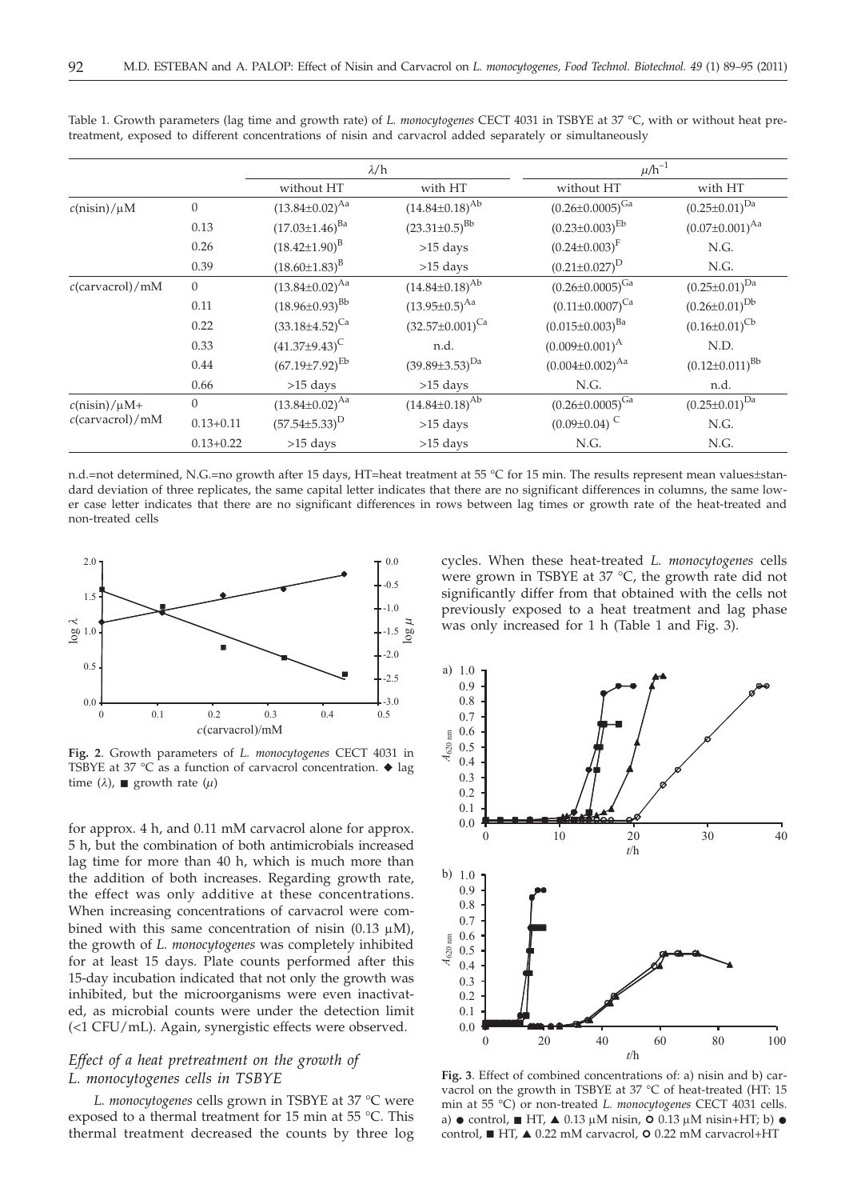Table 1. Growth parameters (lag time and growth rate) of *L. monocytogenes* CECT 4031 in TSBYE at 37 °C, with or without heat pretreatment, exposed to different concentrations of nisin and carvacrol added separately or simultaneously

| | | $\lambda$/h | | $\mu$/h$^{-1}$ | |
|---|---|---|---|---|---|
| | | without HT | with HT | without HT | with HT |
| $c$(nisin)/μM | 0 | $(13.84\pm0.02)^{Aa}$ | $(14.84\pm0.18)^{Ab}$ | $(0.26\pm0.0005)^{Ga}$ | $(0.25\pm0.01)^{Da}$ |
| | 0.13 | $(17.03\pm1.46)^{Ba}$ | $(23.31\pm0.5)^{Bb}$ | $(0.23\pm0.003)^{Eb}$ | $(0.07\pm0.001)^{Aa}$ |
| | 0.26 | $(18.42\pm1.90)^{B}$ | >15 days | $(0.24\pm0.003)^{F}$ | N.G. |
| | 0.39 | $(18.60\pm1.83)^{B}$ | >15 days | $(0.21\pm0.027)^{D}$ | N.G. |
| $c$(carvacrol)/mM | 0 | $(13.84\pm0.02)^{Aa}$ | $(14.84\pm0.18)^{Ab}$ | $(0.26\pm0.0005)^{Ga}$ | $(0.25\pm0.01)^{Da}$ |
| | 0.11 | $(18.96\pm0.93)^{Bb}$ | $(13.95\pm0.5)^{Aa}$ | $(0.11\pm0.0007)^{Ca}$ | $(0.26\pm0.01)^{Db}$ |
| | 0.22 | $(33.18\pm4.52)^{Ca}$ | $(32.57\pm0.001)^{Ca}$ | $(0.015\pm0.003)^{Ba}$ | $(0.16\pm0.01)^{Cb}$ |
| | 0.33 | $(41.37\pm9.43)^{C}$ | n.d. | $(0.009\pm0.001)^{A}$ | N.D. |
| | 0.44 | $(67.19\pm7.92)^{Eb}$ | $(39.89\pm3.53)^{Da}$ | $(0.004\pm0.002)^{Aa}$ | $(0.12\pm0.011)^{Bb}$ |
| | 0.66 | >15 days | >15 days | N.G. | n.d. |
| $c$(nisin)/μM+ $c$(carvacrol)/mM | 0 | $(13.84\pm0.02)^{Aa}$ | $(14.84\pm0.18)^{Ab}$ | $(0.26\pm0.0005)^{Ga}$ | $(0.25\pm0.01)^{Da}$ |
| | 0.13+0.11 | $(57.54\pm5.33)^{D}$ | >15 days | $(0.09\pm0.04)^{C}$ | N.G. |
| | 0.13+0.22 | >15 days | >15 days | N.G. | N.G. |

n.d.=not determined, N.G.=no growth after 15 days, HT=heat treatment at 55 °C for 15 min. The results represent mean values±standard deviation of three replicates, the same capital letter indicates that there are no significant differences in columns, the same lower case letter indicates that there are no significant differences in rows between lag times or growth rate of the heat-treated and non-treated cells

**Fig. 2**. Growth parameters of *L. monocytogenes* CECT 4031 in TSBYE at 37 °C as a function of carvacrol concentration. ◆ lag time ($\lambda$), ■ growth rate ($\mu$)

for approx. 4 h, and 0.11 mM carvacrol alone for approx. 5 h, but the combination of both antimicrobials increased lag time for more than 40 h, which is much more than the addition of both increases. Regarding growth rate, the effect was only additive at these concentrations. When increasing concentrations of carvacrol were combined with this same concentration of nisin (0.13 μM), the growth of *L. monocytogenes* was completely inhibited for at least 15 days. Plate counts performed after this 15-day incubation indicated that not only the growth was inhibited, but the microorganisms were even inactivated, as microbial counts were under the detection limit (<1 CFU/mL). Again, synergistic effects were observed.

### *Effect of a heat pretreatment on the growth of L. monocytogenes cells in TSBYE*

*L. monocytogenes* cells grown in TSBYE at 37 °C were exposed to a thermal treatment for 15 min at 55 °C. This thermal treatment decreased the counts by three log cycles. When these heat-treated *L. monocytogenes* cells were grown in TSBYE at 37 °C, the growth rate did not significantly differ from that obtained with the cells not previously exposed to a heat treatment and lag phase was only increased for 1 h (Table 1 and Fig. 3).

**Fig. 3**. Effect of combined concentrations of: a) nisin and b) carvacrol on the growth in TSBYE at 37 °C of heat-treated (HT: 15 min at 55 °C) or non-treated *L. monocytogenes* CECT 4031 cells. a) ● control, ■ HT, ▲ 0.13 μM nisin, ○ 0.13 μM nisin+HT; b) ● control, ■ HT, ▲ 0.22 mM carvacrol, ○ 0.22 mM carvacrol+HT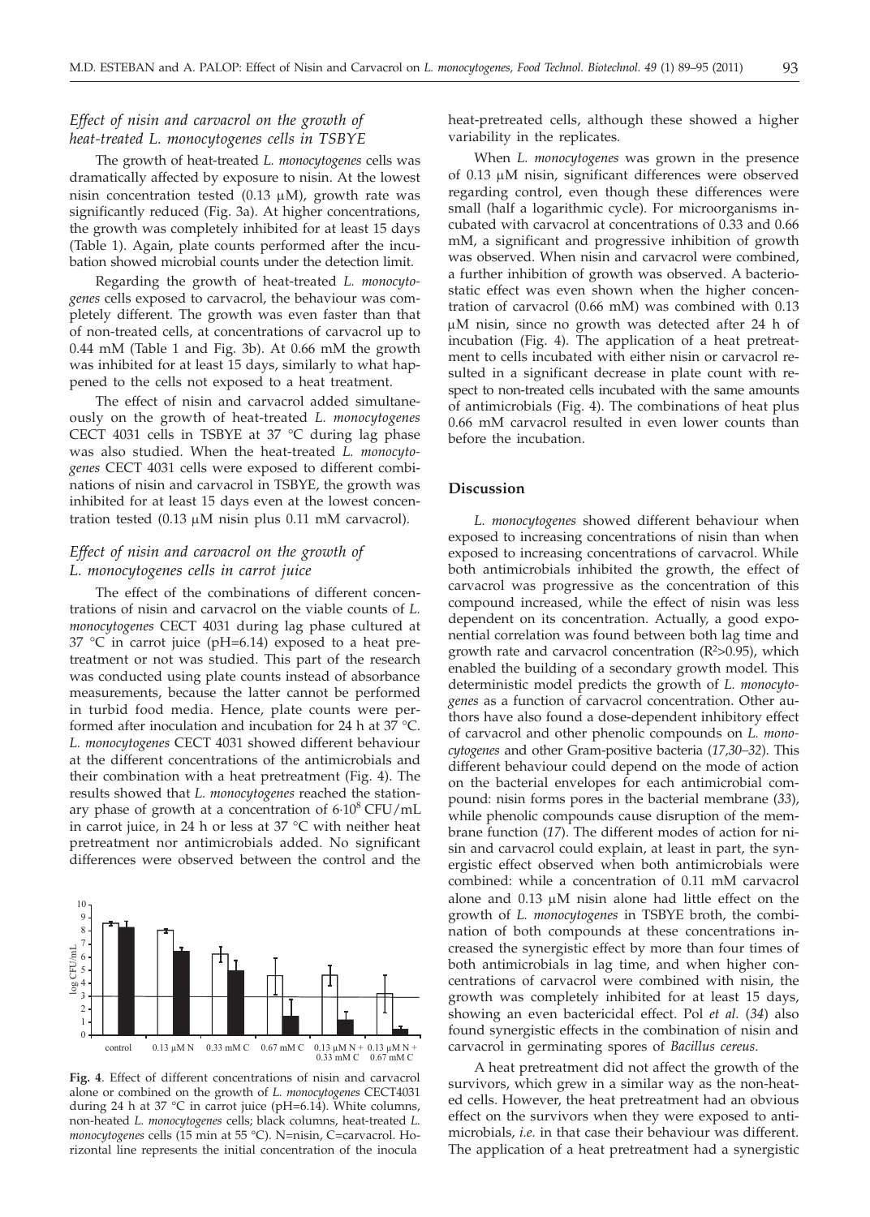### *Effect of nisin and carvacrol on the growth of heat-treated L. monocytogenes cells in TSBYE*

The growth of heat-treated *L. monocytogenes* cells was dramatically affected by exposure to nisin. At the lowest nisin concentration tested (0.13 μM), growth rate was significantly reduced (Fig. 3a). At higher concentrations, the growth was completely inhibited for at least 15 days (Table 1). Again, plate counts performed after the incubation showed microbial counts under the detection limit.

Regarding the growth of heat-treated *L. monocytogenes* cells exposed to carvacrol, the behaviour was completely different. The growth was even faster than that of non-treated cells, at concentrations of carvacrol up to 0.44 mM (Table 1 and Fig. 3b). At 0.66 mM the growth was inhibited for at least 15 days, similarly to what happened to the cells not exposed to a heat treatment.

The effect of nisin and carvacrol added simultaneously on the growth of heat-treated *L. monocytogenes* CECT 4031 cells in TSBYE at 37 °C during lag phase was also studied. When the heat-treated *L. monocytogenes* CECT 4031 cells were exposed to different combinations of nisin and carvacrol in TSBYE, the growth was inhibited for at least 15 days even at the lowest concentration tested (0.13 μM nisin plus 0.11 mM carvacrol).

### *Effect of nisin and carvacrol on the growth of L. monocytogenes cells in carrot juice*

The effect of the combinations of different concentrations of nisin and carvacrol on the viable counts of *L. monocytogenes* CECT 4031 during lag phase cultured at 37 °C in carrot juice (pH=6.14) exposed to a heat pretreatment or not was studied. This part of the research was conducted using plate counts instead of absorbance measurements, because the latter cannot be performed in turbid food media. Hence, plate counts were performed after inoculation and incubation for 24 h at 37 °C. *L. monocytogenes* CECT 4031 showed different behaviour at the different concentrations of the antimicrobials and their combination with a heat pretreatment (Fig. 4). The results showed that *L. monocytogenes* reached the stationary phase of growth at a concentration of $6\cdot10^8$ CFU/mL in carrot juice, in 24 h or less at 37 °C with neither heat pretreatment nor antimicrobials added. No significant differences were observed between the control and the heat-pretreated cells, although these showed a higher variability in the replicates.

When *L. monocytogenes* was grown in the presence of 0.13 μM nisin, significant differences were observed regarding control, even though these differences were small (half a logarithmic cycle). For microorganisms incubated with carvacrol at concentrations of 0.33 and 0.66 mM, a significant and progressive inhibition of growth was observed. When nisin and carvacrol were combined, a further inhibition of growth was observed. A bacteriostatic effect was even shown when the higher concentration of carvacrol (0.66 mM) was combined with 0.13 μM nisin, since no growth was detected after 24 h of incubation (Fig. 4). The application of a heat pretreatment to cells incubated with either nisin or carvacrol resulted in a significant decrease in plate count with respect to non-treated cells incubated with the same amounts of antimicrobials (Fig. 4). The combinations of heat plus 0.66 mM carvacrol resulted in even lower counts than before the incubation.

**Fig. 4**. Effect of different concentrations of nisin and carvacrol alone or combined on the growth of *L. monocytogenes* CECT4031 during 24 h at 37 °C in carrot juice (pH=6.14). White columns, non-heated *L. monocytogenes* cells; black columns, heat-treated *L. monocytogenes* cells (15 min at 55 °C). N=nisin, C=carvacrol. Horizontal line represents the initial concentration of the inocula

## Discussion

*L. monocytogenes* showed different behaviour when exposed to increasing concentrations of nisin than when exposed to increasing concentrations of carvacrol. While both antimicrobials inhibited the growth, the effect of carvacrol was progressive as the concentration of this compound increased, while the effect of nisin was less dependent on its concentration. Actually, a good exponential correlation was found between both lag time and growth rate and carvacrol concentration ($R^2>0.95$), which enabled the building of a secondary growth model. This deterministic model predicts the growth of *L. monocytogenes* as a function of carvacrol concentration. Other authors have also found a dose-dependent inhibitory effect of carvacrol and other phenolic compounds on *L. monocytogenes* and other Gram-positive bacteria (*17,30–32*). This different behaviour could depend on the mode of action on the bacterial envelopes for each antimicrobial compound: nisin forms pores in the bacterial membrane (*33*), while phenolic compounds cause disruption of the membrane function (*17*). The different modes of action for nisin and carvacrol could explain, at least in part, the synergistic effect observed when both antimicrobials were combined: while a concentration of 0.11 mM carvacrol alone and 0.13 μM nisin alone had little effect on the growth of *L. monocytogenes* in TSBYE broth, the combination of both compounds at these concentrations increased the synergistic effect by more than four times of both antimicrobials in lag time, and when higher concentrations of carvacrol were combined with nisin, the growth was completely inhibited for at least 15 days, showing an even bactericidal effect. Pol *et al.* (*34*) also found synergistic effects in the combination of nisin and carvacrol in germinating spores of *Bacillus cereus*.

A heat pretreatment did not affect the growth of the survivors, which grew in a similar way as the non-heated cells. However, the heat pretreatment had an obvious effect on the survivors when they were exposed to antimicrobials, *i.e.* in that case their behaviour was different. The application of a heat pretreatment had a synergistic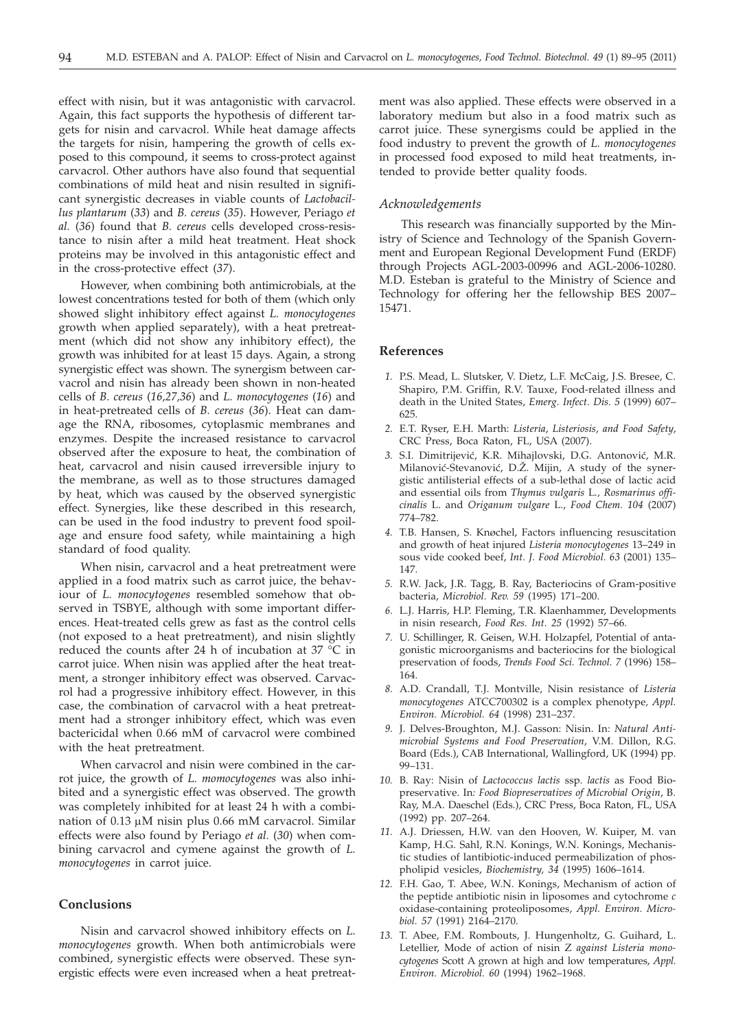effect with nisin, but it was antagonistic with carvacrol. Again, this fact supports the hypothesis of different targets for nisin and carvacrol. While heat damage affects the targets for nisin, hampering the growth of cells exposed to this compound, it seems to cross-protect against carvacrol. Other authors have also found that sequential combinations of mild heat and nisin resulted in significant synergistic decreases in viable counts of *Lactobacillus plantarum* (*33*) and *B. cereus* (*35*). However, Periago *et al.* (*36*) found that *B. cereus* cells developed cross-resistance to nisin after a mild heat treatment. Heat shock proteins may be involved in this antagonistic effect and in the cross-protective effect (*37*).

However, when combining both antimicrobials, at the lowest concentrations tested for both of them (which only showed slight inhibitory effect against *L. monocytogenes* growth when applied separately), with a heat pretreatment (which did not show any inhibitory effect), the growth was inhibited for at least 15 days. Again, a strong synergistic effect was shown. The synergism between carvacrol and nisin has already been shown in non-heated cells of *B. cereus* (*16,27,36*) and *L. monocytogenes* (*16*) and in heat-pretreated cells of *B. cereus* (*36*). Heat can damage the RNA, ribosomes, cytoplasmic membranes and enzymes. Despite the increased resistance to carvacrol observed after the exposure to heat, the combination of heat, carvacrol and nisin caused irreversible injury to the membrane, as well as to those structures damaged by heat, which was caused by the observed synergistic effect. Synergies, like these described in this research, can be used in the food industry to prevent food spoilage and ensure food safety, while maintaining a high standard of food quality.

When nisin, carvacrol and a heat pretreatment were applied in a food matrix such as carrot juice, the behaviour of *L. monocytogenes* resembled somehow that observed in TSBYE, although with some important differences. Heat-treated cells grew as fast as the control cells (not exposed to a heat pretreatment), and nisin slightly reduced the counts after 24 h of incubation at 37 °C in carrot juice. When nisin was applied after the heat treatment, a stronger inhibitory effect was observed. Carvacrol had a progressive inhibitory effect. However, in this case, the combination of carvacrol with a heat pretreatment had a stronger inhibitory effect, which was even bactericidal when 0.66 mM of carvacrol were combined with the heat pretreatment.

When carvacrol and nisin were combined in the carrot juice, the growth of *L. momocytogenes* was also inhibited and a synergistic effect was observed. The growth was completely inhibited for at least 24 h with a combination of 0.13 μM nisin plus 0.66 mM carvacrol. Similar effects were also found by Periago *et al.* (*30*) when combining carvacrol and cymene against the growth of *L. monocytogenes* in carrot juice.

## Conclusions

Nisin and carvacrol showed inhibitory effects on *L. monocytogenes* growth. When both antimicrobials were combined, synergistic effects were observed. These synergistic effects were even increased when a heat pretreatment was also applied. These effects were observed in a laboratory medium but also in a food matrix such as carrot juice. These synergisms could be applied in the food industry to prevent the growth of *L. monocytogenes* in processed food exposed to mild heat treatments, intended to provide better quality foods.

### *Acknowledgements*

This research was financially supported by the Ministry of Science and Technology of the Spanish Government and European Regional Development Fund (ERDF) through Projects AGL-2003-00996 and AGL-2006-10280. M.D. Esteban is grateful to the Ministry of Science and Technology for offering her the fellowship BES 2007–15471.

## References

1. P.S. Mead, L. Slutsker, V. Dietz, L.F. McCaig, J.S. Bresee, C. Shapiro, P.M. Griffin, R.V. Tauxe, Food-related illness and death in the United States, *Emerg. Infect. Dis. 5* (1999) 607–625.
2. E.T. Ryser, E.H. Marth: *Listeria*, *Listeriosis*, *and Food Safety*, CRC Press, Boca Raton, FL, USA (2007).
3. S.I. Dimitrijević, K.R. Mihajlovski, D.G. Antonović, M.R. Milanović-Stevanović, D.Ž. Mijin, A study of the synergistic antilisterial effects of a sub-lethal dose of lactic acid and essential oils from *Thymus vulgaris* L., *Rosmarinus officinalis* L. and *Origanum vulgare* L., *Food Chem. 104* (2007) 774–782.
4. T.B. Hansen, S. Knøchel, Factors influencing resuscitation and growth of heat injured *Listeria monocytogenes* 13–249 in sous vide cooked beef, *Int. J. Food Microbiol. 63* (2001) 135–147.
5. R.W. Jack, J.R. Tagg, B. Ray, Bacteriocins of Gram-positive bacteria, *Microbiol. Rev. 59* (1995) 171–200.
6. L.J. Harris, H.P. Fleming, T.R. Klaenhammer, Developments in nisin research, *Food Res. Int. 25* (1992) 57–66.
7. U. Schillinger, R. Geisen, W.H. Holzapfel, Potential of antagonistic microorganisms and bacteriocins for the biological preservation of foods, *Trends Food Sci. Technol. 7* (1996) 158–164.
8. A.D. Crandall, T.J. Montville, Nisin resistance of *Listeria monocytogenes* ATCC700302 is a complex phenotype, *Appl. Environ. Microbiol. 64* (1998) 231–237.
9. J. Delves-Broughton, M.J. Gasson: Nisin. In: *Natural Antimicrobial Systems and Food Preservation*, V.M. Dillon, R.G. Board (Eds.), CAB International, Wallingford, UK (1994) pp. 99–131.
10. B. Ray: Nisin of *Lactococcus lactis* ssp. *lactis* as Food Biopreservative. In*: Food Biopreservatives of Microbial Origin*, B. Ray, M.A. Daeschel (Eds.), CRC Press, Boca Raton, FL, USA (1992) pp. 207–264.
11. A.J. Driessen, H.W. van den Hooven, W. Kuiper, M. van Kamp, H.G. Sahl, R.N. Konings, W.N. Konings, Mechanistic studies of lantibiotic-induced permeabilization of phospholipid vesicles, *Biochemistry, 34* (1995) 1606–1614.
12. F.H. Gao, T. Abee, W.N. Konings, Mechanism of action of the peptide antibiotic nisin in liposomes and cytochrome *c* oxidase-containing proteoliposomes, *Appl. Environ. Microbiol. 57* (1991) 2164–2170.
13. T. Abee, F.M. Rombouts, J. Hungenholtz, G. Guihard, L. Letellier, Mode of action of nisin Z *against Listeria monocytogenes* Scott A grown at high and low temperatures, *Appl. Environ. Microbiol. 60* (1994) 1962–1968.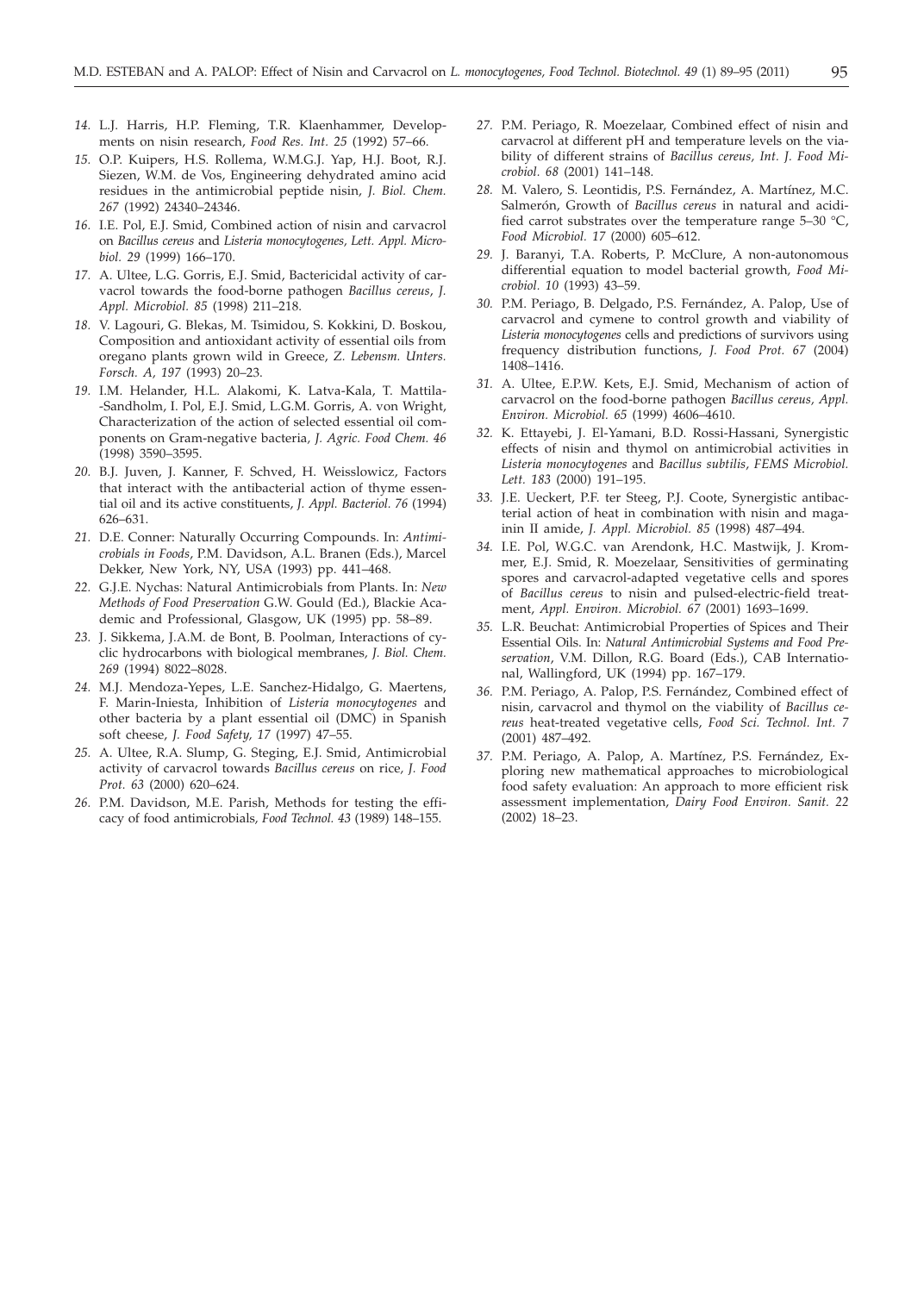*14.* L.J. Harris, H.P. Fleming, T.R. Klaenhammer, Developments on nisin research, *Food Res. Int. 25* (1992) 57–66.

*15.* O.P. Kuipers, H.S. Rollema, W.M.G.J. Yap, H.J. Boot, R.J. Siezen, W.M. de Vos, Engineering dehydrated amino acid residues in the antimicrobial peptide nisin, *J. Biol. Chem. 267* (1992) 24340–24346.

*16.* I.E. Pol, E.J. Smid, Combined action of nisin and carvacrol on *Bacillus cereus* and *Listeria monocytogenes*, *Lett. Appl. Microbiol. 29* (1999) 166–170.

*17.* A. Ultee, L.G. Gorris, E.J. Smid, Bactericidal activity of carvacrol towards the food-borne pathogen *Bacillus cereus*, *J. Appl. Microbiol. 85* (1998) 211–218.

*18.* V. Lagouri, G. Blekas, M. Tsimidou, S. Kokkini, D. Boskou, Composition and antioxidant activity of essential oils from oregano plants grown wild in Greece, *Z. Lebensm. Unters. Forsch. A, 197* (1993) 20–23.

*19.* I.M. Helander, H.L. Alakomi, K. Latva-Kala, T. Mattila-Sandholm, I. Pol, E.J. Smid, L.G.M. Gorris, A. von Wright, Characterization of the action of selected essential oil components on Gram-negative bacteria, *J. Agric. Food Chem. 46* (1998) 3590–3595.

*20.* B.J. Juven, J. Kanner, F. Schved, H. Weisslowicz, Factors that interact with the antibacterial action of thyme essential oil and its active constituents, *J. Appl. Bacteriol. 76* (1994) 626–631.

*21.* D.E. Conner: Naturally Occurring Compounds. In: *Antimicrobials in Foods*, P.M. Davidson, A.L. Branen (Eds.), Marcel Dekker, New York, NY, USA (1993) pp. 441–468.

*22.* G.J.E. Nychas: Natural Antimicrobials from Plants. In: *New Methods of Food Preservation* G.W. Gould (Ed.), Blackie Academic and Professional, Glasgow, UK (1995) pp. 58–89.

*23.* J. Sikkema, J.A.M. de Bont, B. Poolman, Interactions of cyclic hydrocarbons with biological membranes, *J. Biol. Chem. 269* (1994) 8022–8028.

*24.* M.J. Mendoza-Yepes, L.E. Sanchez-Hidalgo, G. Maertens, F. Marin-Iniesta, Inhibition of *Listeria monocytogenes* and other bacteria by a plant essential oil (DMC) in Spanish soft cheese, *J. Food Safety, 17* (1997) 47–55.

*25.* A. Ultee, R.A. Slump, G. Steging, E.J. Smid, Antimicrobial activity of carvacrol towards *Bacillus cereus* on rice, *J. Food Prot. 63* (2000) 620–624.

*26.* P.M. Davidson, M.E. Parish, Methods for testing the efficacy of food antimicrobials, *Food Technol. 43* (1989) 148–155.

*27.* P.M. Periago, R. Moezelaar, Combined effect of nisin and carvacrol at different pH and temperature levels on the viability of different strains of *Bacillus cereus*, *Int. J. Food Microbiol. 68* (2001) 141–148.

*28.* M. Valero, S. Leontidis, P.S. Fernández, A. Martínez, M.C. Salmerón, Growth of *Bacillus cereus* in natural and acidified carrot substrates over the temperature range 5–30 °C, *Food Microbiol. 17* (2000) 605–612.

*29.* J. Baranyi, T.A. Roberts, P. McClure, A non-autonomous differential equation to model bacterial growth, *Food Microbiol. 10* (1993) 43–59.

*30.* P.M. Periago, B. Delgado, P.S. Fernández, A. Palop, Use of carvacrol and cymene to control growth and viability of *Listeria monocytogenes* cells and predictions of survivors using frequency distribution functions, *J. Food Prot. 67* (2004) 1408–1416.

*31.* A. Ultee, E.P.W. Kets, E.J. Smid, Mechanism of action of carvacrol on the food-borne pathogen *Bacillus cereus*, *Appl. Environ. Microbiol. 65* (1999) 4606–4610.

*32.* K. Ettayebi, J. El-Yamani, B.D. Rossi-Hassani, Synergistic effects of nisin and thymol on antimicrobial activities in *Listeria monocytogenes* and *Bacillus subtilis*, *FEMS Microbiol. Lett. 183* (2000) 191–195.

*33.* J.E. Ueckert, P.F. ter Steeg, P.J. Coote, Synergistic antibacterial action of heat in combination with nisin and magainin II amide, *J. Appl. Microbiol. 85* (1998) 487–494.

*34.* I.E. Pol, W.G.C. van Arendonk, H.C. Mastwijk, J. Krommer, E.J. Smid, R. Moezelaar, Sensitivities of germinating spores and carvacrol-adapted vegetative cells and spores of *Bacillus cereus* to nisin and pulsed-electric-field treatment, *Appl. Environ. Microbiol. 67* (2001) 1693–1699.

*35.* L.R. Beuchat: Antimicrobial Properties of Spices and Their Essential Oils. In: *Natural Antimicrobial Systems and Food Preservation*, V.M. Dillon, R.G. Board (Eds.), CAB International, Wallingford, UK (1994) pp. 167–179.

*36.* P.M. Periago, A. Palop, P.S. Fernández, Combined effect of nisin, carvacrol and thymol on the viability of *Bacillus cereus* heat-treated vegetative cells, *Food Sci. Technol. Int. 7* (2001) 487–492.

*37.* P.M. Periago, A. Palop, A. Martínez, P.S. Fernández, Exploring new mathematical approaches to microbiological food safety evaluation: An approach to more efficient risk assessment implementation, *Dairy Food Environ. Sanit. 22* (2002) 18–23.